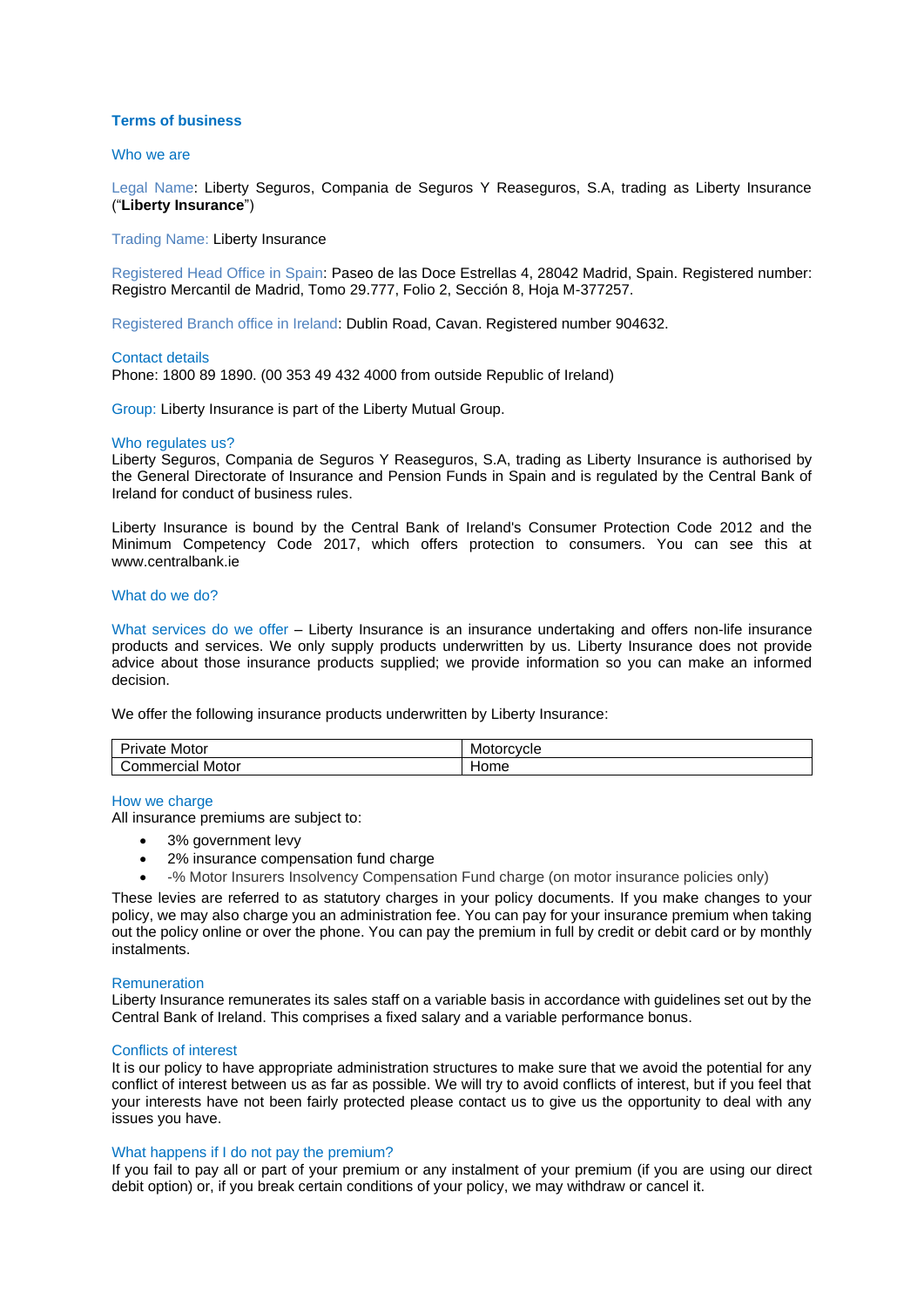# Terms of business

## Who we are

Legal Name: Liberty Seguros, Compania de Seguros Y Reaseguros, S.A, trading as Liberty Insurance ("**Liberty Insurance**")

Trading Name: Liberty Insurance

Registered Head Office in Spain: Paseo de las Doce Estrellas 4, 28042 Madrid, Spain. Registered number: Registro Mercantil de Madrid, Tomo 29.777, Folio 2, Sección 8, Hoja M-377257.

Registered Branch office in Ireland: Dublin Road, Cavan. Registered number 904632.

### Contact details

Phone: 1800 89 1890. (00 353 49 432 4000 from outside Republic of Ireland)

Group: Liberty Insurance is part of the Liberty Mutual Group.

### Who regulates us?

Liberty Seguros, Compania de Seguros Y Reaseguros, S.A, trading as Liberty Insurance is authorised by the General Directorate of Insurance and Pension Funds in Spain and is regulated by the Central Bank of Ireland for conduct of business rules.

Liberty Insurance is bound by the Central Bank of Ireland's Consumer Protection Code 2012 and the Minimum Competency Code 2017, which offers protection to consumers. You can see this at www.centralbank.ie

## What do we do?

What services do we offer – Liberty Insurance is an insurance undertaking and offers non-life insurance products and services. We only supply products underwritten by us. Liberty Insurance does not provide advice about those insurance products supplied; we provide information so you can make an informed decision.

We offer the following insurance products underwritten by Liberty Insurance:

| Private Motor | Motorcycle |
| --- | --- |
| Commercial Motor | Home |

### How we charge

All insurance premiums are subject to:

- 3% government levy
- 2% insurance compensation fund charge
- -% Motor Insurers Insolvency Compensation Fund charge (on motor insurance policies only)

These levies are referred to as statutory charges in your policy documents. If you make changes to your policy, we may also charge you an administration fee. You can pay for your insurance premium when taking out the policy online or over the phone. You can pay the premium in full by credit or debit card or by monthly instalments.

### Remuneration

Liberty Insurance remunerates its sales staff on a variable basis in accordance with guidelines set out by the Central Bank of Ireland. This comprises a fixed salary and a variable performance bonus.

### Conflicts of interest

It is our policy to have appropriate administration structures to make sure that we avoid the potential for any conflict of interest between us as far as possible. We will try to avoid conflicts of interest, but if you feel that your interests have not been fairly protected please contact us to give us the opportunity to deal with any issues you have.

### What happens if I do not pay the premium?

If you fail to pay all or part of your premium or any instalment of your premium (if you are using our direct debit option) or, if you break certain conditions of your policy, we may withdraw or cancel it.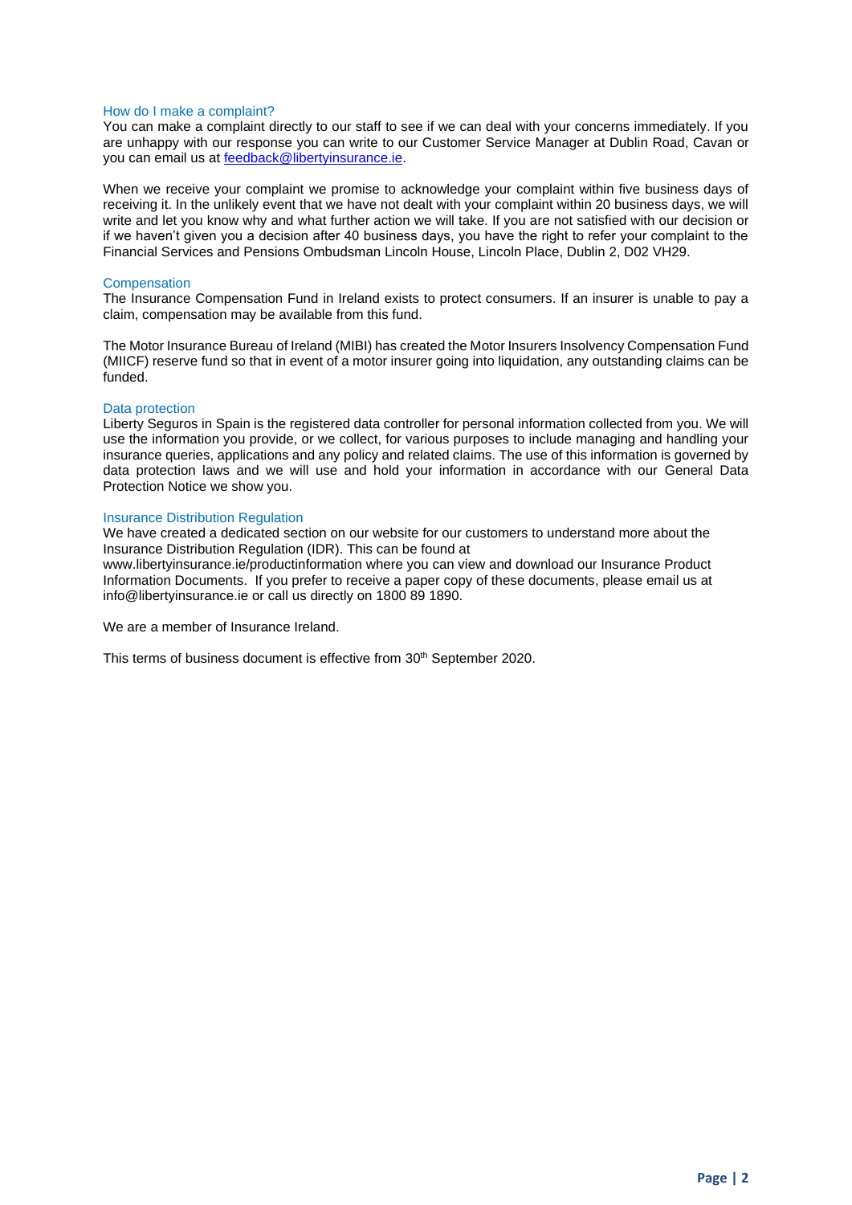## How do I make a complaint?

You can make a complaint directly to our staff to see if we can deal with your concerns immediately. If you are unhappy with our response you can write to our Customer Service Manager at Dublin Road, Cavan or you can email us at [feedback@libertyinsurance.ie](mailto:feedback@libertyinsurance.ie).

When we receive your complaint we promise to acknowledge your complaint within five business days of receiving it. In the unlikely event that we have not dealt with your complaint within 20 business days, we will write and let you know why and what further action we will take. If you are not satisfied with our decision or if we haven't given you a decision after 40 business days, you have the right to refer your complaint to the Financial Services and Pensions Ombudsman Lincoln House, Lincoln Place, Dublin 2, D02 VH29.

## Compensation

The Insurance Compensation Fund in Ireland exists to protect consumers. If an insurer is unable to pay a claim, compensation may be available from this fund.

The Motor Insurance Bureau of Ireland (MIBI) has created the Motor Insurers Insolvency Compensation Fund (MIICF) reserve fund so that in event of a motor insurer going into liquidation, any outstanding claims can be funded.

## Data protection

Liberty Seguros in Spain is the registered data controller for personal information collected from you. We will use the information you provide, or we collect, for various purposes to include managing and handling your insurance queries, applications and any policy and related claims. The use of this information is governed by data protection laws and we will use and hold your information in accordance with our General Data Protection Notice we show you.

## Insurance Distribution Regulation

We have created a dedicated section on our website for our customers to understand more about the Insurance Distribution Regulation (IDR). This can be found at www.libertyinsurance.ie/productinformation where you can view and download our Insurance Product Information Documents. If you prefer to receive a paper copy of these documents, please email us at info@libertyinsurance.ie or call us directly on 1800 89 1890.

We are a member of Insurance Ireland.

This terms of business document is effective from 30th September 2020.